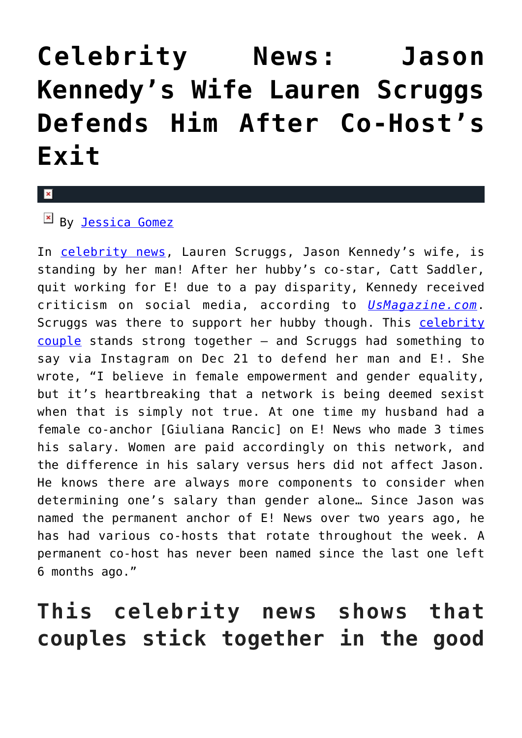# Celebrity News: Jason Kennedy's Wife Lauren Scruggs Defends Him After Co-Host's Exit

By Jessica Gomez

In celebrity news, Lauren Scruggs, Jason Kennedy's wife, is standing by her man! After her hubby's co-star, Catt Saddler, quit working for E! due to a pay disparity, Kennedy received criticism on social media, according to *UsMagazine.com*. Scruggs was there to support her hubby though. This celebrity couple stands strong together – and Scruggs had something to say via Instagram on Dec 21 to defend her man and E!. She wrote, "I believe in female empowerment and gender equality, but it's heartbreaking that a network is being deemed sexist when that is simply not true. At one time my husband had a female co-anchor [Giuliana Rancic] on E! News who made 3 times his salary. Women are paid accordingly on this network, and the difference in his salary versus hers did not affect Jason. He knows there are always more components to consider when determining one's salary than gender alone… Since Jason was named the permanent anchor of E! News over two years ago, he has had various co-hosts that rotate throughout the week. A permanent co-host has never been named since the last one left 6 months ago."

## This celebrity news shows that couples stick together in the good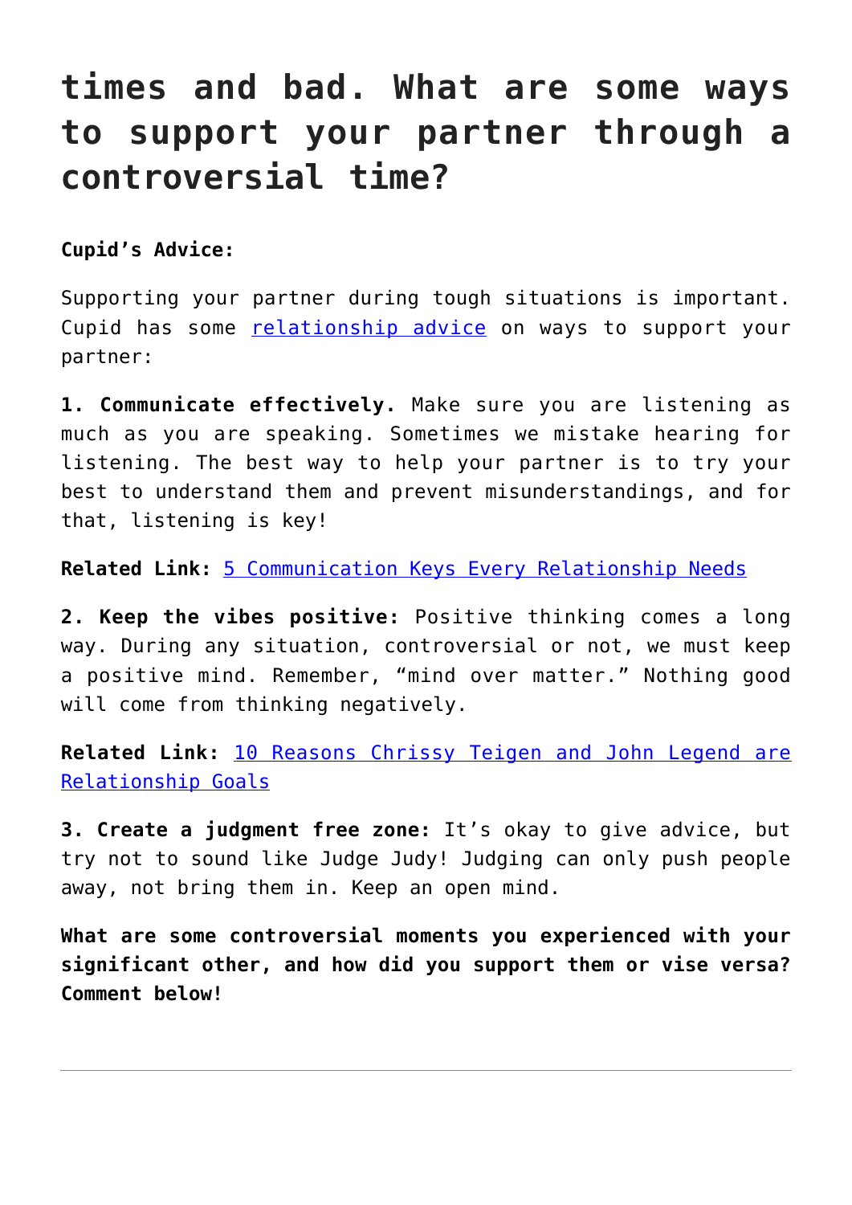# times and bad. What are some ways to support your partner through a controversial time?

**Cupid's Advice:**

Supporting your partner during tough situations is important. Cupid has some [relationship advice]() on ways to support your partner:

**1. Communicate effectively.** Make sure you are listening as much as you are speaking. Sometimes we mistake hearing for listening. The best way to help your partner is to try your best to understand them and prevent misunderstandings, and for that, listening is key!

**Related Link:** [5 Communication Keys Every Relationship Needs]()

**2. Keep the vibes positive:** Positive thinking comes a long way. During any situation, controversial or not, we must keep a positive mind. Remember, "mind over matter." Nothing good will come from thinking negatively.

**Related Link:** [10 Reasons Chrissy Teigen and John Legend are Relationship Goals]()

**3. Create a judgment free zone:** It's okay to give advice, but try not to sound like Judge Judy! Judging can only push people away, not bring them in. Keep an open mind.

**What are some controversial moments you experienced with your significant other, and how did you support them or vise versa? Comment below!**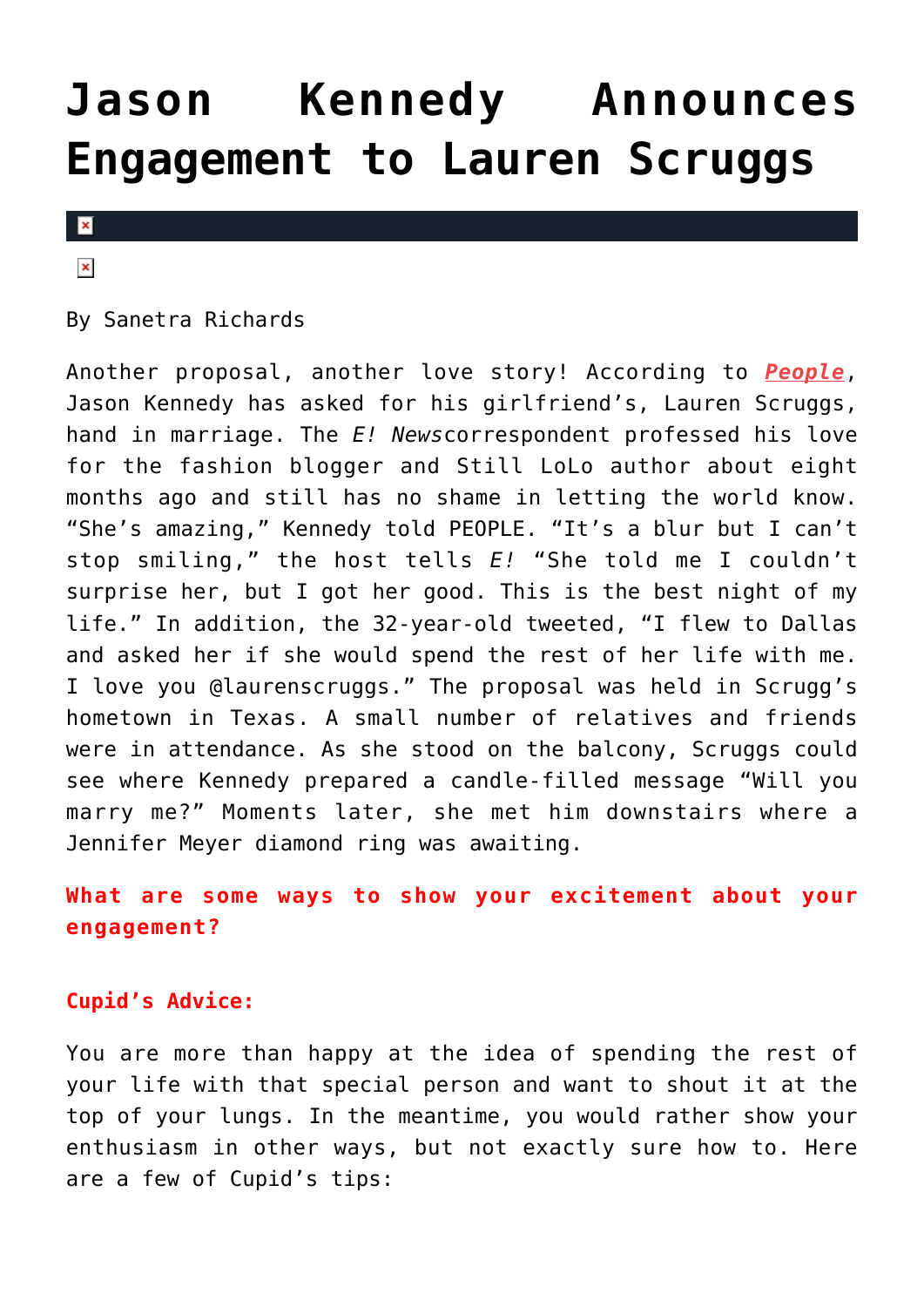# Jason Kennedy Announces Engagement to Lauren Scruggs

By Sanetra Richards

Another proposal, another love story! According to ***People***, Jason Kennedy has asked for his girlfriend's, Lauren Scruggs, hand in marriage. The *E! News*correspondent professed his love for the fashion blogger and Still LoLo author about eight months ago and still has no shame in letting the world know. "She's amazing," Kennedy told PEOPLE. "It's a blur but I can't stop smiling," the host tells *E!* "She told me I couldn't surprise her, but I got her good. This is the best night of my life." In addition, the 32-year-old tweeted, "I flew to Dallas and asked her if she would spend the rest of her life with me. I love you @laurenscruggs." The proposal was held in Scrugg's hometown in Texas. A small number of relatives and friends were in attendance. As she stood on the balcony, Scruggs could see where Kennedy prepared a candle-filled message "Will you marry me?" Moments later, she met him downstairs where a Jennifer Meyer diamond ring was awaiting.

**What are some ways to show your excitement about your engagement?**

**Cupid's Advice:**

You are more than happy at the idea of spending the rest of your life with that special person and want to shout it at the top of your lungs. In the meantime, you would rather show your enthusiasm in other ways, but not exactly sure how to. Here are a few of Cupid's tips: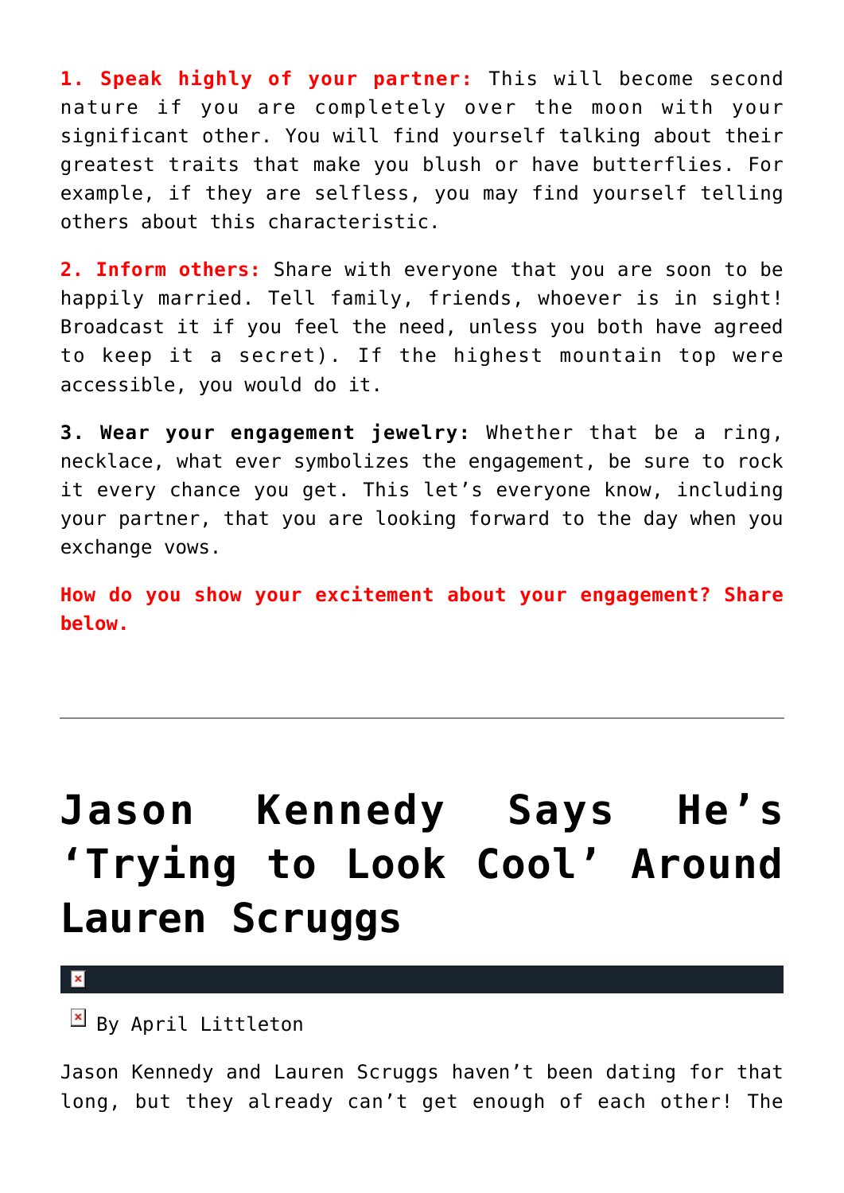**1. Speak highly of your partner:** This will become second nature if you are completely over the moon with your significant other. You will find yourself talking about their greatest traits that make you blush or have butterflies. For example, if they are selfless, you may find yourself telling others about this characteristic.

**2. Inform others:** Share with everyone that you are soon to be happily married. Tell family, friends, whoever is in sight! Broadcast it if you feel the need, unless you both have agreed to keep it a secret). If the highest mountain top were accessible, you would do it.

**3. Wear your engagement jewelry:** Whether that be a ring, necklace, what ever symbolizes the engagement, be sure to rock it every chance you get. This let's everyone know, including your partner, that you are looking forward to the day when you exchange vows.

**How do you show your excitement about your engagement? Share below.**

---

# Jason Kennedy Says He's 'Trying to Look Cool' Around Lauren Scruggs

By April Littleton

Jason Kennedy and Lauren Scruggs haven't been dating for that long, but they already can't get enough of each other! The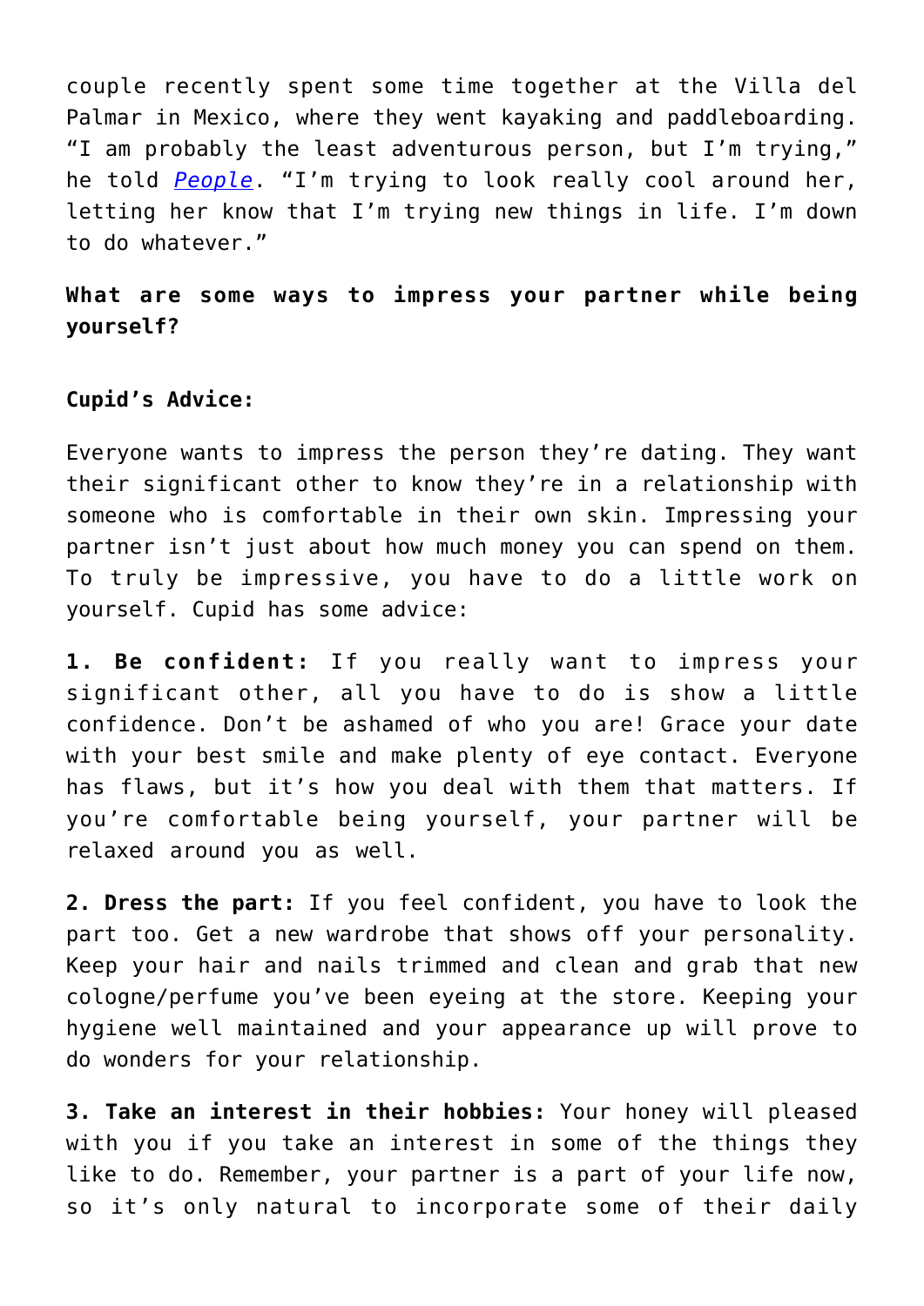couple recently spent some time together at the Villa del Palmar in Mexico, where they went kayaking and paddleboarding. "I am probably the least adventurous person, but I'm trying," he told *People*. "I'm trying to look really cool around her, letting her know that I'm trying new things in life. I'm down to do whatever."

**What are some ways to impress your partner while being yourself?**

**Cupid's Advice:**

Everyone wants to impress the person they're dating. They want their significant other to know they're in a relationship with someone who is comfortable in their own skin. Impressing your partner isn't just about how much money you can spend on them. To truly be impressive, you have to do a little work on yourself. Cupid has some advice:

**1. Be confident:** If you really want to impress your significant other, all you have to do is show a little confidence. Don't be ashamed of who you are! Grace your date with your best smile and make plenty of eye contact. Everyone has flaws, but it's how you deal with them that matters. If you're comfortable being yourself, your partner will be relaxed around you as well.

**2. Dress the part:** If you feel confident, you have to look the part too. Get a new wardrobe that shows off your personality. Keep your hair and nails trimmed and clean and grab that new cologne/perfume you've been eyeing at the store. Keeping your hygiene well maintained and your appearance up will prove to do wonders for your relationship.

**3. Take an interest in their hobbies:** Your honey will pleased with you if you take an interest in some of the things they like to do. Remember, your partner is a part of your life now, so it's only natural to incorporate some of their daily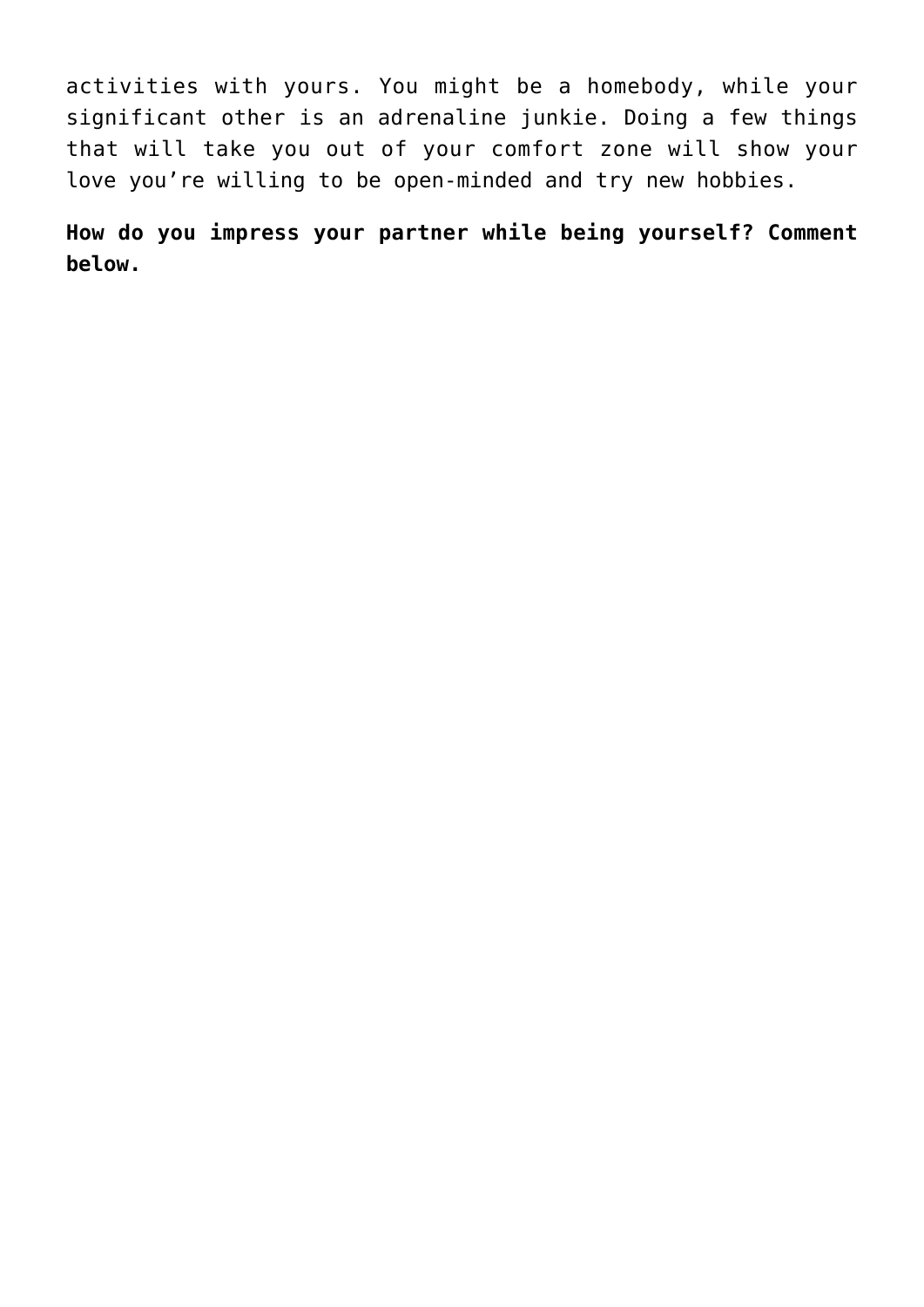activities with yours. You might be a homebody, while your significant other is an adrenaline junkie. Doing a few things that will take you out of your comfort zone will show your love you're willing to be open-minded and try new hobbies.

**How do you impress your partner while being yourself? Comment below.**